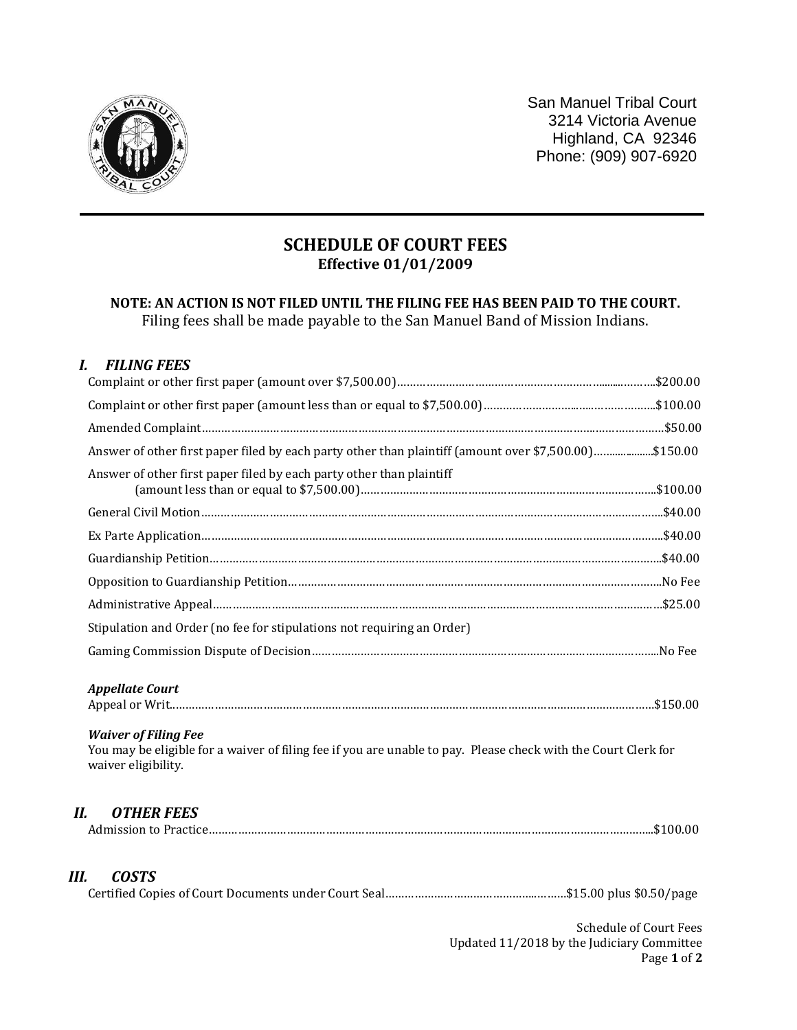San Manuel Tribal Court
3214 Victoria Avenue
Highland, CA 92346
Phone: (909) 907-6920

# SCHEDULE OF COURT FEES

**Effective 01/01/2009**

**NOTE: AN ACTION IS NOT FILED UNTIL THE FILING FEE HAS BEEN PAID TO THE COURT.**
Filing fees shall be made payable to the San Manuel Band of Mission Indians.

## *I. FILING FEES*

| Item | Fee |
|---|---|
| Complaint or other first paper (amount over $7,500.00) | $200.00 |
| Complaint or other first paper (amount less than or equal to $7,500.00) | $100.00 |
| Amended Complaint | $50.00 |
| Answer of other first paper filed by each party other than plaintiff (amount over $7,500.00) | $150.00 |
| Answer of other first paper filed by each party other than plaintiff (amount less than or equal to $7,500.00) | $100.00 |
| General Civil Motion | $40.00 |
| Ex Parte Application | $40.00 |
| Guardianship Petition | $40.00 |
| Opposition to Guardianship Petition | No Fee |
| Administrative Appeal | $25.00 |
| Stipulation and Order (no fee for stipulations not requiring an Order) | |
| Gaming Commission Dispute of Decision | No Fee |

### *Appellate Court*

| Item | Fee |
|---|---|
| Appeal or Writ | $150.00 |

### *Waiver of Filing Fee*

You may be eligible for a waiver of filing fee if you are unable to pay. Please check with the Court Clerk for waiver eligibility.

## *II. OTHER FEES*

| Item | Fee |
|---|---|
| Admission to Practice | $100.00 |

## *III. COSTS*

| Item | Fee |
|---|---|
| Certified Copies of Court Documents under Court Seal | $15.00 plus $0.50/page |

Schedule of Court Fees
Updated 11/2018 by the Judiciary Committee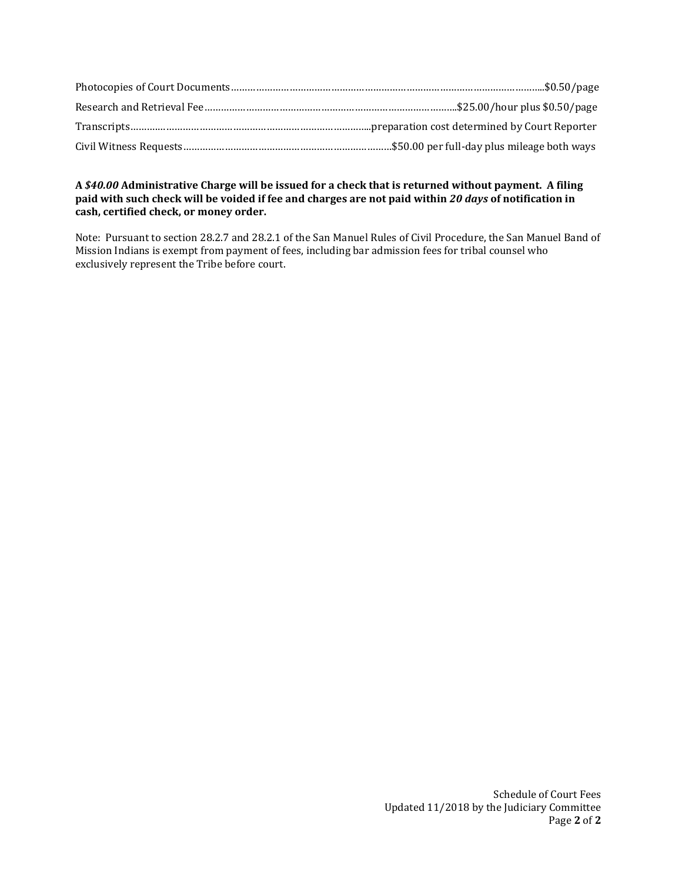Photocopies of Court Documents……………………………………………………………………………………………...$0.50/page

Research and Retrieval Fee…………………………………………………………………………………...$25.00/hour plus $0.50/page

Transcripts…………………………………………………………………………………...preparation cost determined by Court Reporter

Civil Witness Requests…………………………………………………………………….$50.00 per full-day plus mileage both ways

**A *$40.00* Administrative Charge will be issued for a check that is returned without payment. A filing paid with such check will be voided if fee and charges are not paid within *20 days* of notification in cash, certified check, or money order.**

Note: Pursuant to section 28.2.7 and 28.2.1 of the San Manuel Rules of Civil Procedure, the San Manuel Band of Mission Indians is exempt from payment of fees, including bar admission fees for tribal counsel who exclusively represent the Tribe before court.

Schedule of Court Fees
Updated 11/2018 by the Judiciary Committee